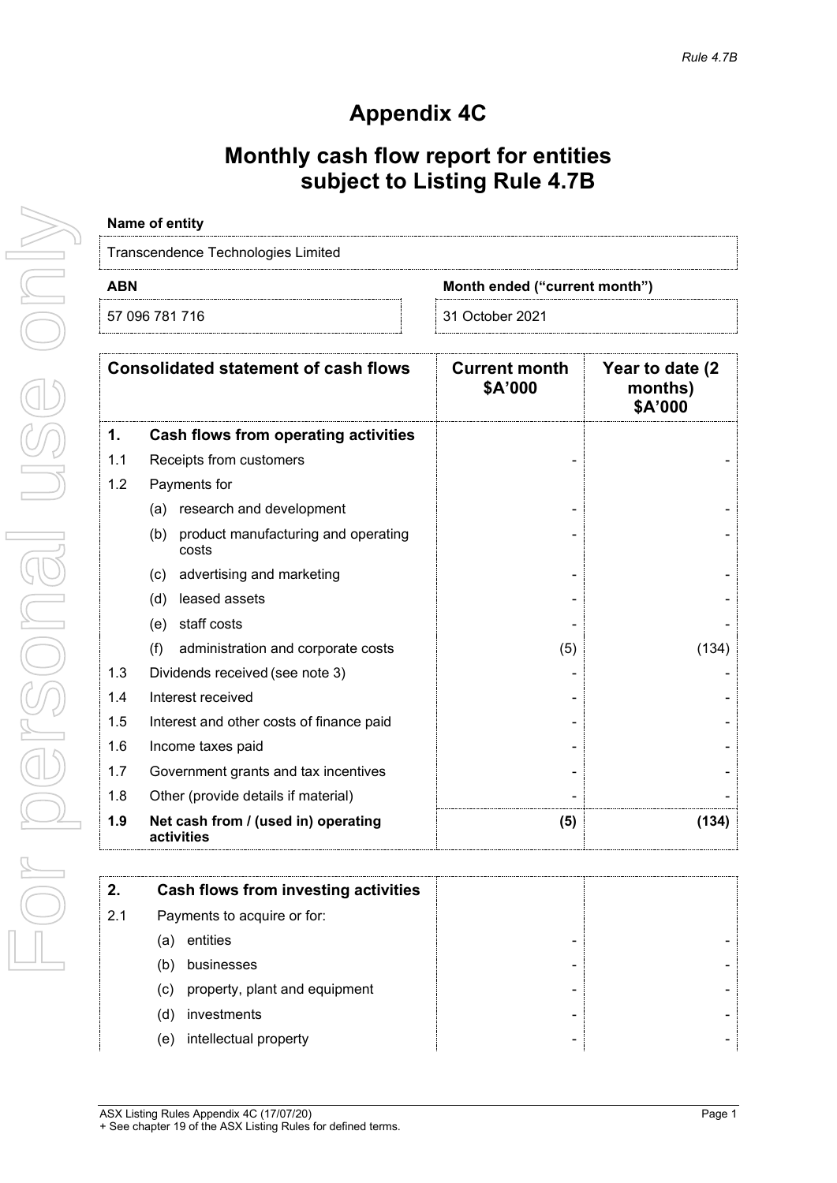Rule 4.7B

# Appendix 4C

## Monthly cash flow report for entities subject to Listing Rule 4.7B

**Name of entity**

Transcendence Technologies Limited

| ABN | Month ended ("current month") |
|---|---|
| 57 096 781 716 | 31 October 2021 |

| | Consolidated statement of cash flows | Current month $A'000 | Year to date (2 months) $A'000 |
|---|---|---|---|
| **1.** | **Cash flows from operating activities** | | |
| 1.1 | Receipts from customers | - | - |
| 1.2 | Payments for | | |
| | (a) research and development | - | - |
| | (b) product manufacturing and operating costs | - | - |
| | (c) advertising and marketing | - | - |
| | (d) leased assets | - | - |
| | (e) staff costs | - | - |
| | (f) administration and corporate costs | (5) | (134) |
| 1.3 | Dividends received (see note 3) | - | - |
| 1.4 | Interest received | - | - |
| 1.5 | Interest and other costs of finance paid | - | - |
| 1.6 | Income taxes paid | - | - |
| 1.7 | Government grants and tax incentives | - | - |
| 1.8 | Other (provide details if material) | - | - |
| **1.9** | **Net cash from / (used in) operating activities** | **(5)** | **(134)** |

| | | | |
|---|---|---|---|
| **2.** | **Cash flows from investing activities** | | |
| 2.1 | Payments to acquire or for: | | |
| | (a) entities | - | - |
| | (b) businesses | - | - |
| | (c) property, plant and equipment | - | - |
| | (d) investments | - | - |
| | (e) intellectual property | - | - |

ASX Listing Rules Appendix 4C (17/07/20)
+ See chapter 19 of the ASX Listing Rules for defined terms.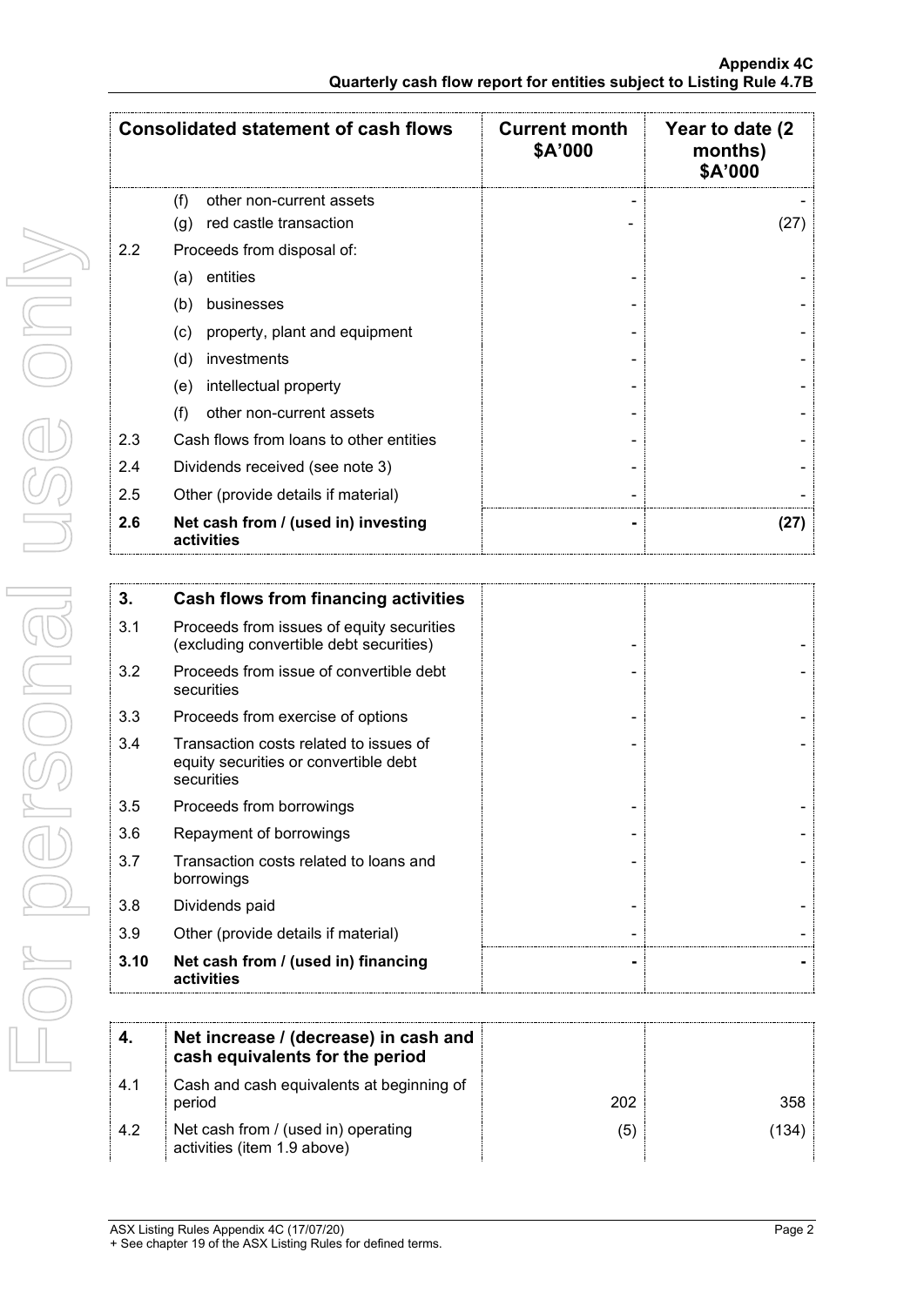| Consolidated statement of cash flows | | Current month \$A'000 | Year to date (2 months) \$A'000 |
|---|---|---|---|
| | (f) other non-current assets | - | - |
| | (g) red castle transaction | - | (27) |
| 2.2 | Proceeds from disposal of: | | |
| | (a) entities | - | - |
| | (b) businesses | - | - |
| | (c) property, plant and equipment | - | - |
| | (d) investments | - | - |
| | (e) intellectual property | - | - |
| | (f) other non-current assets | - | - |
| 2.3 | Cash flows from loans to other entities | - | - |
| 2.4 | Dividends received (see note 3) | - | - |
| 2.5 | Other (provide details if material) | - | - |
| **2.6** | **Net cash from / (used in) investing activities** | **-** | **(27)** |

| | | | |
|---|---|---|---|
| **3.** | **Cash flows from financing activities** | | |
| 3.1 | Proceeds from issues of equity securities (excluding convertible debt securities) | - | - |
| 3.2 | Proceeds from issue of convertible debt securities | - | - |
| 3.3 | Proceeds from exercise of options | - | - |
| 3.4 | Transaction costs related to issues of equity securities or convertible debt securities | - | - |
| 3.5 | Proceeds from borrowings | - | - |
| 3.6 | Repayment of borrowings | - | - |
| 3.7 | Transaction costs related to loans and borrowings | - | - |
| 3.8 | Dividends paid | - | - |
| 3.9 | Other (provide details if material) | - | - |
| **3.10** | **Net cash from / (used in) financing activities** | **-** | **-** |

| | | | |
|---|---|---|---|
| **4.** | **Net increase / (decrease) in cash and cash equivalents for the period** | | |
| 4.1 | Cash and cash equivalents at beginning of period | 202 | 358 |
| 4.2 | Net cash from / (used in) operating activities (item 1.9 above) | (5) | (134) |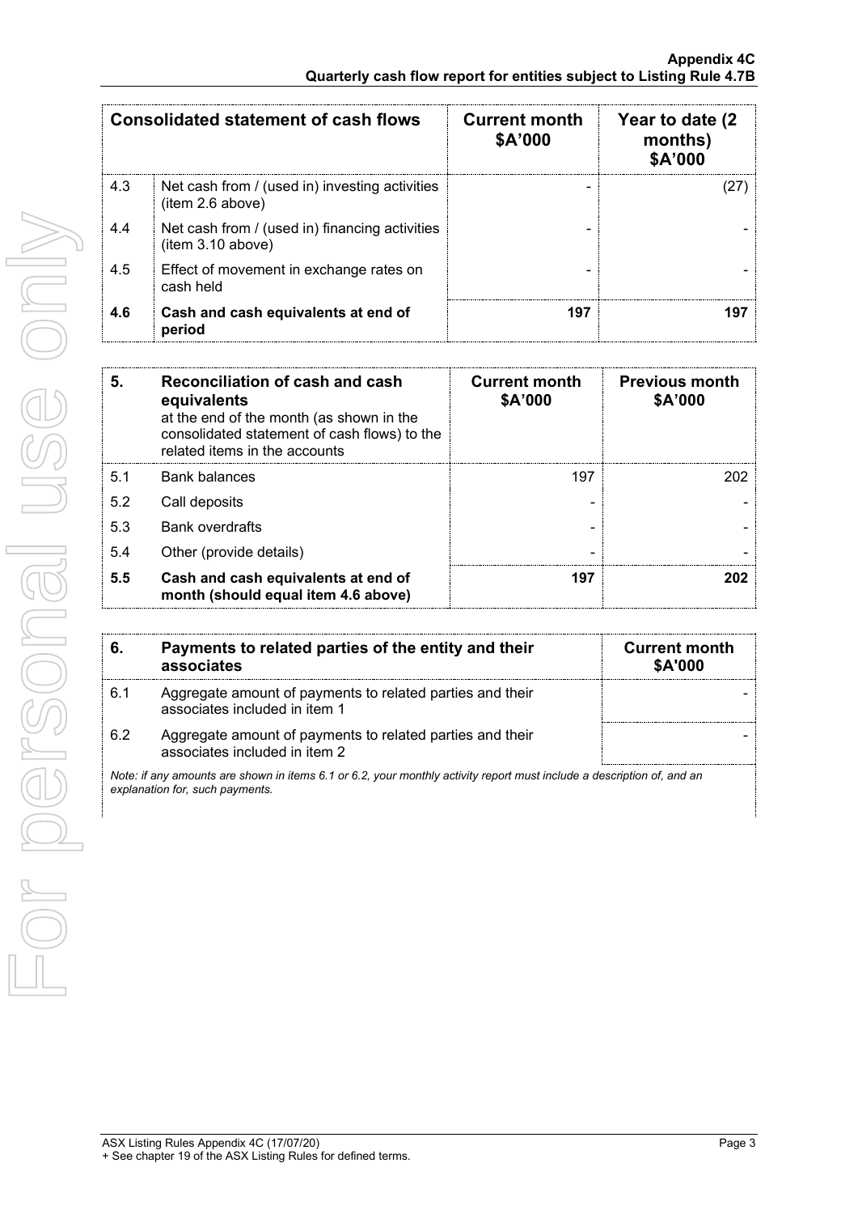| Consolidated statement of cash flows | | Current month \$A'000 | Year to date (2 months) \$A'000 |
|---|---|---|---|
| 4.3 | Net cash from / (used in) investing activities (item 2.6 above) | - | (27) |
| 4.4 | Net cash from / (used in) financing activities (item 3.10 above) | - | - |
| 4.5 | Effect of movement in exchange rates on cash held | - | - |
| **4.6** | **Cash and cash equivalents at end of period** | **197** | **197** |

| 5. | Reconciliation of cash and cash equivalents at the end of the month (as shown in the consolidated statement of cash flows) to the related items in the accounts | Current month \$A'000 | Previous month \$A'000 |
|---|---|---|---|
| 5.1 | Bank balances | 197 | 202 |
| 5.2 | Call deposits | - | - |
| 5.3 | Bank overdrafts | - | - |
| 5.4 | Other (provide details) | - | - |
| **5.5** | **Cash and cash equivalents at end of month (should equal item 4.6 above)** | **197** | **202** |

| 6. | Payments to related parties of the entity and their associates | Current month \$A'000 |
|---|---|---|
| 6.1 | Aggregate amount of payments to related parties and their associates included in item 1 | - |
| 6.2 | Aggregate amount of payments to related parties and their associates included in item 2 | - |

*Note: if any amounts are shown in items 6.1 or 6.2, your monthly activity report must include a description of, and an explanation for, such payments.*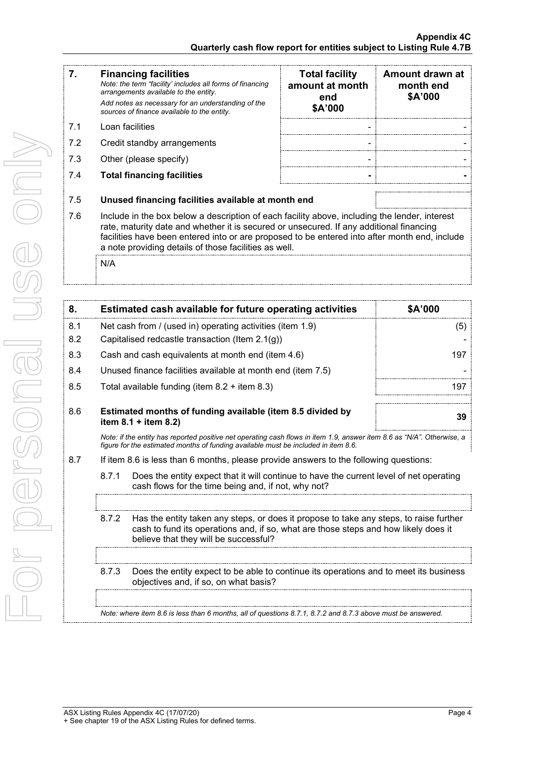| 7. | **Financing facilities**<br>*Note: the term "facility' includes all forms of financing arrangements available to the entity.*<br>*Add notes as necessary for an understanding of the sources of finance available to the entity.* | **Total facility amount at month end $A'000** | **Amount drawn at month end $A'000** |
|---|---|---|---|
| 7.1 | Loan facilities | - | - |
| 7.2 | Credit standby arrangements | - | - |
| 7.3 | Other (please specify) | - | - |
| 7.4 | **Total financing facilities** | **-** | **-** |

| | | |
|---|---|---|
| 7.5 | **Unused financing facilities available at month end** | |

7.6 Include in the box below a description of each facility above, including the lender, interest rate, maturity date and whether it is secured or unsecured. If any additional financing facilities have been entered into or are proposed to be entered into after month end, include a note providing details of those facilities as well.

N/A

| 8. | **Estimated cash available for future operating activities** | **$A'000** |
|---|---|---|
| 8.1 | Net cash from / (used in) operating activities (item 1.9) | (5) |
| 8.2 | Capitalised redcastle transaction (Item 2.1(g)) | - |
| 8.3 | Cash and cash equivalents at month end (item 4.6) | 197 |
| 8.4 | Unused finance facilities available at month end (item 7.5) | - |
| 8.5 | Total available funding (item 8.2 + item 8.3) | 197 |
| 8.6 | **Estimated months of funding available (item 8.5 divided by item 8.1 + item 8.2)** | **39** |

*Note: if the entity has reported positive net operating cash flows in item 1.9, answer item 8.6 as "N/A". Otherwise, a figure for the estimated months of funding available must be included in item 8.6.*

8.7 If item 8.6 is less than 6 months, please provide answers to the following questions:

8.7.1 Does the entity expect that it will continue to have the current level of net operating cash flows for the time being and, if not, why not?

8.7.2 Has the entity taken any steps, or does it propose to take any steps, to raise further cash to fund its operations and, if so, what are those steps and how likely does it believe that they will be successful?

8.7.3 Does the entity expect to be able to continue its operations and to meet its business objectives and, if so, on what basis?

*Note: where item 8.6 is less than 6 months, all of questions 8.7.1, 8.7.2 and 8.7.3 above must be answered.*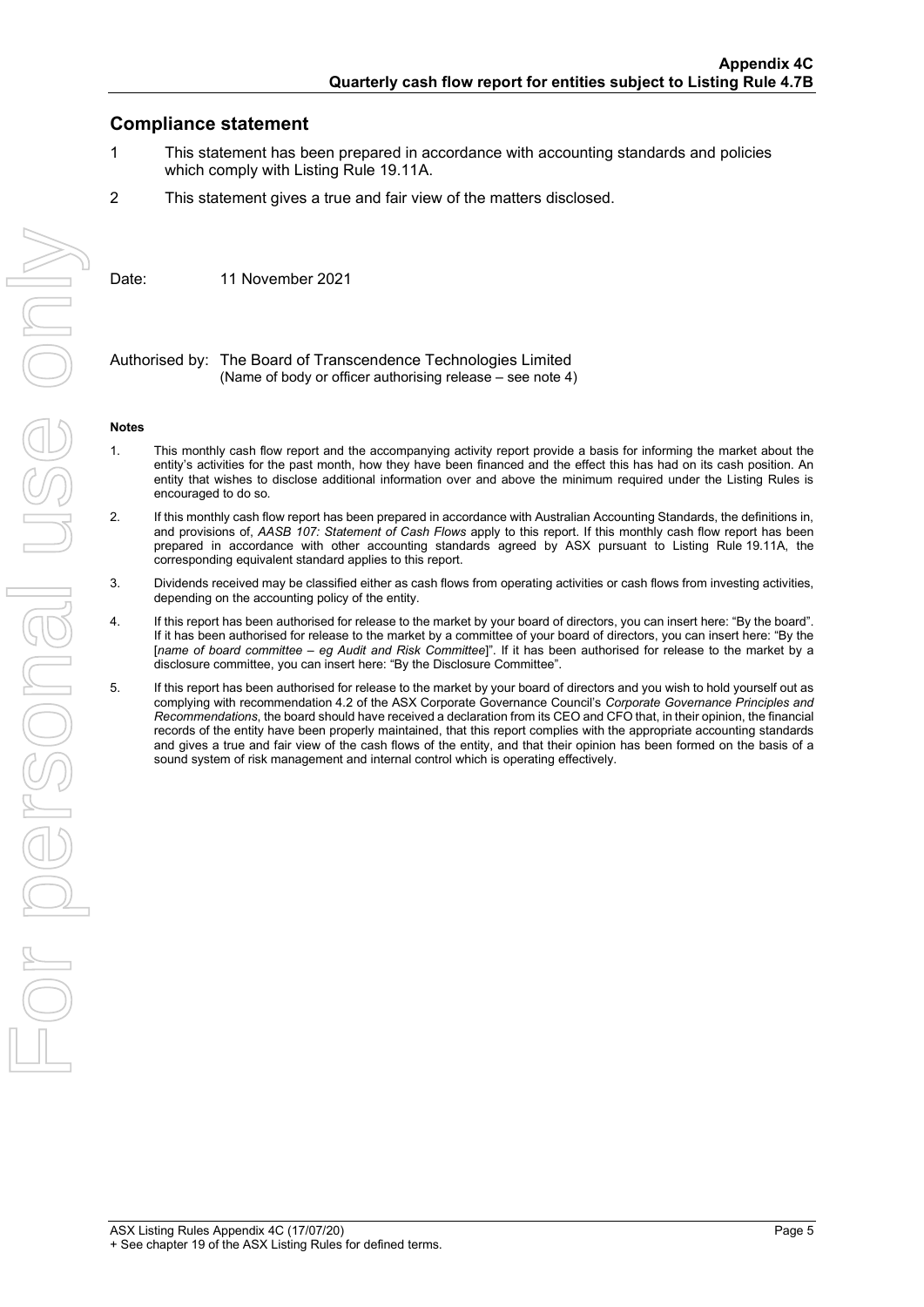## Compliance statement

1. This statement has been prepared in accordance with accounting standards and policies which comply with Listing Rule 19.11A.
2. This statement gives a true and fair view of the matters disclosed.

Date: 11 November 2021

Authorised by: The Board of Transcendence Technologies Limited
(Name of body or officer authorising release – see note 4)

**Notes**

1. This monthly cash flow report and the accompanying activity report provide a basis for informing the market about the entity's activities for the past month, how they have been financed and the effect this has had on its cash position. An entity that wishes to disclose additional information over and above the minimum required under the Listing Rules is encouraged to do so.
2. If this monthly cash flow report has been prepared in accordance with Australian Accounting Standards, the definitions in, and provisions of, *AASB 107: Statement of Cash Flows* apply to this report. If this monthly cash flow report has been prepared in accordance with other accounting standards agreed by ASX pursuant to Listing Rule 19.11A, the corresponding equivalent standard applies to this report.
3. Dividends received may be classified either as cash flows from operating activities or cash flows from investing activities, depending on the accounting policy of the entity.
4. If this report has been authorised for release to the market by your board of directors, you can insert here: "By the board". If it has been authorised for release to the market by a committee of your board of directors, you can insert here: "By the [*name of board committee – eg Audit and Risk Committee*]". If it has been authorised for release to the market by a disclosure committee, you can insert here: "By the Disclosure Committee".
5. If this report has been authorised for release to the market by your board of directors and you wish to hold yourself out as complying with recommendation 4.2 of the ASX Corporate Governance Council's *Corporate Governance Principles and Recommendations*, the board should have received a declaration from its CEO and CFO that, in their opinion, the financial records of the entity have been properly maintained, that this report complies with the appropriate accounting standards and gives a true and fair view of the cash flows of the entity, and that their opinion has been formed on the basis of a sound system of risk management and internal control which is operating effectively.